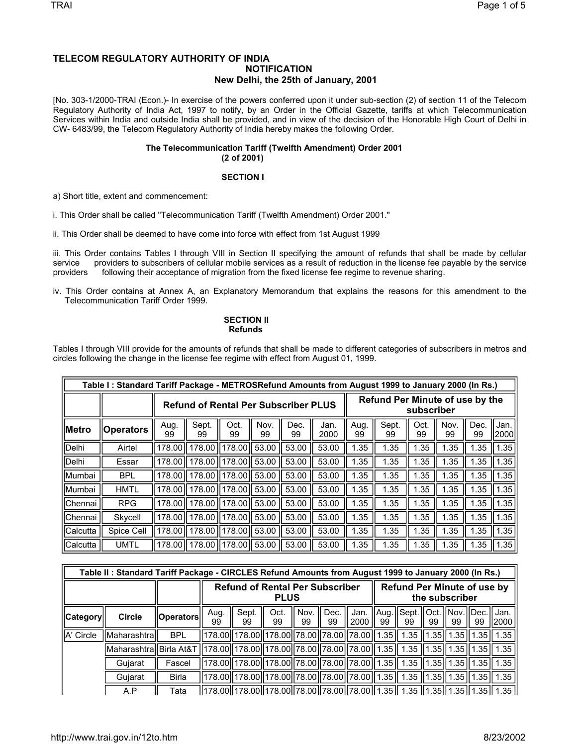# TELECOM REGULATORY AUTHORITY OF INDIA

## NOTIFICATION

### New Delhi, the 25th of January, 2001

[No. 303-1/2000-TRAI (Econ.)- In exercise of the powers conferred upon it under sub-section (2) of section 11 of the Telecom Regulatory Authority of India Act, 1997 to notify, by an Order in the Official Gazette, tariffs at which Telecommunication Services within India and outside India shall be provided, and in view of the decision of the Honorable High Court of Delhi in CW- 6483/99, the Telecom Regulatory Authority of India hereby makes the following Order.

**The Telecommunication Tariff (Twelfth Amendment) Order 2001**
**(2 of 2001)**

**SECTION I**

a) Short title, extent and commencement:

i. This Order shall be called "Telecommunication Tariff (Twelfth Amendment) Order 2001."

ii. This Order shall be deemed to have come into force with effect from 1st August 1999

iii. This Order contains Tables I through VIII in Section II specifying the amount of refunds that shall be made by cellular service providers to subscribers of cellular mobile services as a result of reduction in the license fee payable by the service providers following their acceptance of migration from the fixed license fee regime to revenue sharing.

iv. This Order contains at Annex A, an Explanatory Memorandum that explains the reasons for this amendment to the Telecommunication Tariff Order 1999.

**SECTION II**
**Refunds**

Tables I through VIII provide for the amounts of refunds that shall be made to different categories of subscribers in metros and circles following the change in the license fee regime with effect from August 01, 1999.

**Table I : Standard Tariff Package - METROSRefund Amounts from August 1999 to January 2000 (In Rs.)**

| | | Refund of Rental Per Subscriber PLUS | | | | | | Refund Per Minute of use by the subscriber | | | | | |
|---|---|---|---|---|---|---|---|---|---|---|---|---|---|
| **Metro** | **Operators** | Aug. 99 | Sept. 99 | Oct. 99 | Nov. 99 | Dec. 99 | Jan. 2000 | Aug. 99 | Sept. 99 | Oct. 99 | Nov. 99 | Dec. 99 | Jan. 2000 |
| Delhi | Airtel | 178.00 | 178.00 | 178.00 | 53.00 | 53.00 | 53.00 | 1.35 | 1.35 | 1.35 | 1.35 | 1.35 | 1.35 |
| Delhi | Essar | 178.00 | 178.00 | 178.00 | 53.00 | 53.00 | 53.00 | 1.35 | 1.35 | 1.35 | 1.35 | 1.35 | 1.35 |
| Mumbai | BPL | 178.00 | 178.00 | 178.00 | 53.00 | 53.00 | 53.00 | 1.35 | 1.35 | 1.35 | 1.35 | 1.35 | 1.35 |
| Mumbai | HMTL | 178.00 | 178.00 | 178.00 | 53.00 | 53.00 | 53.00 | 1.35 | 1.35 | 1.35 | 1.35 | 1.35 | 1.35 |
| Chennai | RPG | 178.00 | 178.00 | 178.00 | 53.00 | 53.00 | 53.00 | 1.35 | 1.35 | 1.35 | 1.35 | 1.35 | 1.35 |
| Chennai | Skycell | 178.00 | 178.00 | 178.00 | 53.00 | 53.00 | 53.00 | 1.35 | 1.35 | 1.35 | 1.35 | 1.35 | 1.35 |
| Calcutta | Spice Cell | 178.00 | 178.00 | 178.00 | 53.00 | 53.00 | 53.00 | 1.35 | 1.35 | 1.35 | 1.35 | 1.35 | 1.35 |
| Calcutta | UMTL | 178.00 | 178.00 | 178.00 | 53.00 | 53.00 | 53.00 | 1.35 | 1.35 | 1.35 | 1.35 | 1.35 | 1.35 |

**Table II : Standard Tariff Package - CIRCLES Refund Amounts from August 1999 to January 2000 (In Rs.)**

| | | | Refund of Rental Per Subscriber PLUS | | | | | | Refund Per Minute of use by the subscriber | | | | | |
|---|---|---|---|---|---|---|---|---|---|---|---|---|---|---|
| **Category** | **Circle** | **Operators** | Aug. 99 | Sept. 99 | Oct. 99 | Nov. 99 | Dec. 99 | Jan. 2000 | Aug. 99 | Sept. 99 | Oct. 99 | Nov. 99 | Dec. 99 | Jan. 2000 |
| A' Circle | Maharashtra | BPL | 178.00 | 178.00 | 178.00 | 78.00 | 78.00 | 78.00 | 1.35 | 1.35 | 1.35 | 1.35 | 1.35 | 1.35 |
| | Maharashtra | Birla At&T | 178.00 | 178.00 | 178.00 | 78.00 | 78.00 | 78.00 | 1.35 | 1.35 | 1.35 | 1.35 | 1.35 | 1.35 |
| | Gujarat | Fascel | 178.00 | 178.00 | 178.00 | 78.00 | 78.00 | 78.00 | 1.35 | 1.35 | 1.35 | 1.35 | 1.35 | 1.35 |
| | Gujarat | Birla | 178.00 | 178.00 | 178.00 | 78.00 | 78.00 | 78.00 | 1.35 | 1.35 | 1.35 | 1.35 | 1.35 | 1.35 |
| | A.P | Tata | 178.00 | 178.00 | 178.00 | 78.00 | 78.00 | 78.00 | 1.35 | 1.35 | 1.35 | 1.35 | 1.35 | 1.35 |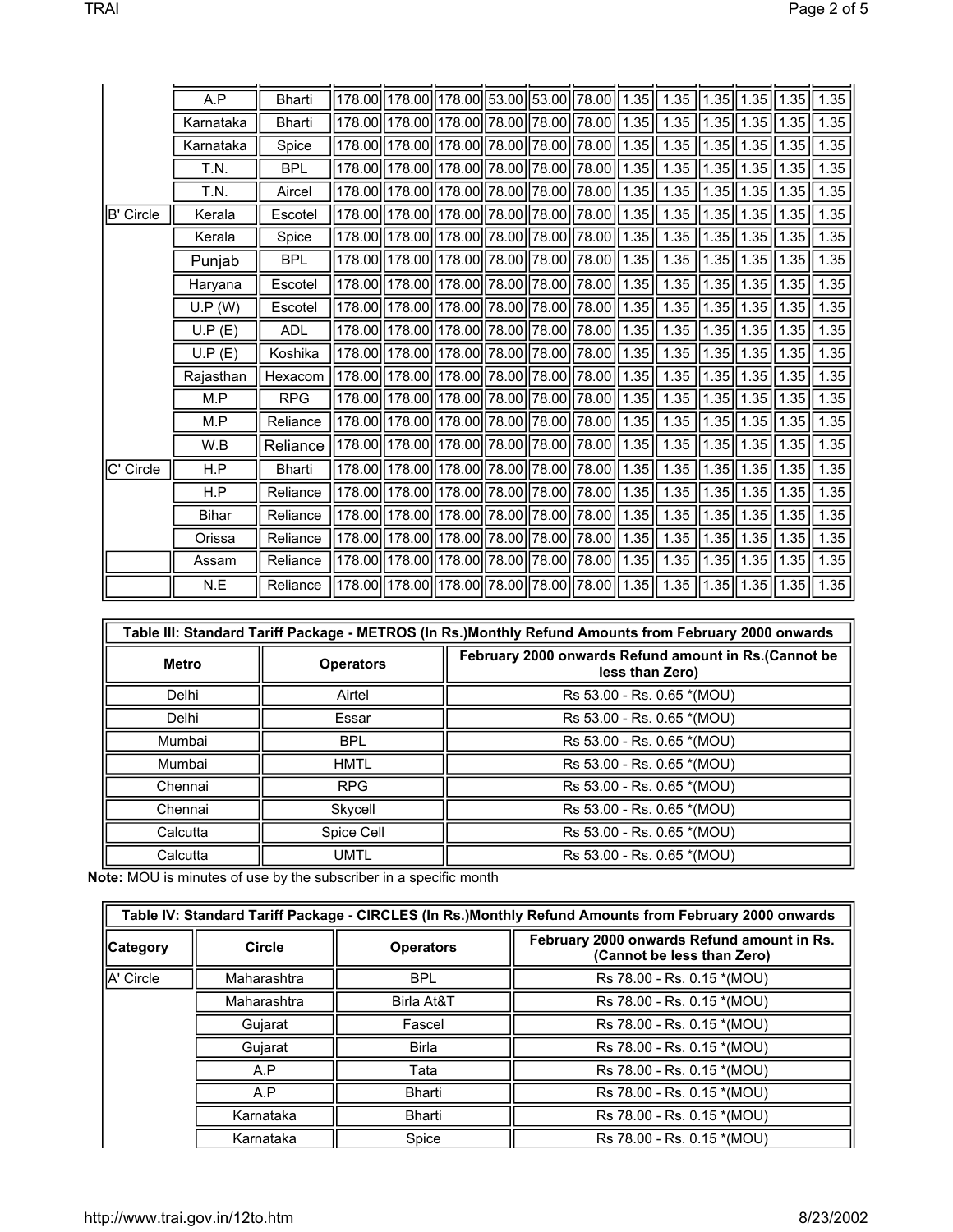| | | | | | | | | | | | | | | |
|---|---|---|---|---|---|---|---|---|---|---|---|---|---|---|
| | A.P | Bharti | 178.00 | 178.00 | 178.00 | 53.00 | 53.00 | 78.00 | 1.35 | 1.35 | 1.35 | 1.35 | 1.35 | 1.35 |
| | Karnataka | Bharti | 178.00 | 178.00 | 178.00 | 78.00 | 78.00 | 78.00 | 1.35 | 1.35 | 1.35 | 1.35 | 1.35 | 1.35 |
| | Karnataka | Spice | 178.00 | 178.00 | 178.00 | 78.00 | 78.00 | 78.00 | 1.35 | 1.35 | 1.35 | 1.35 | 1.35 | 1.35 |
| | T.N. | BPL | 178.00 | 178.00 | 178.00 | 78.00 | 78.00 | 78.00 | 1.35 | 1.35 | 1.35 | 1.35 | 1.35 | 1.35 |
| | T.N. | Aircel | 178.00 | 178.00 | 178.00 | 78.00 | 78.00 | 78.00 | 1.35 | 1.35 | 1.35 | 1.35 | 1.35 | 1.35 |
| B' Circle | Kerala | Escotel | 178.00 | 178.00 | 178.00 | 78.00 | 78.00 | 78.00 | 1.35 | 1.35 | 1.35 | 1.35 | 1.35 | 1.35 |
| | Kerala | Spice | 178.00 | 178.00 | 178.00 | 78.00 | 78.00 | 78.00 | 1.35 | 1.35 | 1.35 | 1.35 | 1.35 | 1.35 |
| | Punjab | BPL | 178.00 | 178.00 | 178.00 | 78.00 | 78.00 | 78.00 | 1.35 | 1.35 | 1.35 | 1.35 | 1.35 | 1.35 |
| | Haryana | Escotel | 178.00 | 178.00 | 178.00 | 78.00 | 78.00 | 78.00 | 1.35 | 1.35 | 1.35 | 1.35 | 1.35 | 1.35 |
| | U.P (W) | Escotel | 178.00 | 178.00 | 178.00 | 78.00 | 78.00 | 78.00 | 1.35 | 1.35 | 1.35 | 1.35 | 1.35 | 1.35 |
| | U.P (E) | ADL | 178.00 | 178.00 | 178.00 | 78.00 | 78.00 | 78.00 | 1.35 | 1.35 | 1.35 | 1.35 | 1.35 | 1.35 |
| | U.P (E) | Koshika | 178.00 | 178.00 | 178.00 | 78.00 | 78.00 | 78.00 | 1.35 | 1.35 | 1.35 | 1.35 | 1.35 | 1.35 |
| | Rajasthan | Hexacom | 178.00 | 178.00 | 178.00 | 78.00 | 78.00 | 78.00 | 1.35 | 1.35 | 1.35 | 1.35 | 1.35 | 1.35 |
| | M.P | RPG | 178.00 | 178.00 | 178.00 | 78.00 | 78.00 | 78.00 | 1.35 | 1.35 | 1.35 | 1.35 | 1.35 | 1.35 |
| | M.P | Reliance | 178.00 | 178.00 | 178.00 | 78.00 | 78.00 | 78.00 | 1.35 | 1.35 | 1.35 | 1.35 | 1.35 | 1.35 |
| | W.B | Reliance | 178.00 | 178.00 | 178.00 | 78.00 | 78.00 | 78.00 | 1.35 | 1.35 | 1.35 | 1.35 | 1.35 | 1.35 |
| C' Circle | H.P | Bharti | 178.00 | 178.00 | 178.00 | 78.00 | 78.00 | 78.00 | 1.35 | 1.35 | 1.35 | 1.35 | 1.35 | 1.35 |
| | H.P | Reliance | 178.00 | 178.00 | 178.00 | 78.00 | 78.00 | 78.00 | 1.35 | 1.35 | 1.35 | 1.35 | 1.35 | 1.35 |
| | Bihar | Reliance | 178.00 | 178.00 | 178.00 | 78.00 | 78.00 | 78.00 | 1.35 | 1.35 | 1.35 | 1.35 | 1.35 | 1.35 |
| | Orissa | Reliance | 178.00 | 178.00 | 178.00 | 78.00 | 78.00 | 78.00 | 1.35 | 1.35 | 1.35 | 1.35 | 1.35 | 1.35 |
| | Assam | Reliance | 178.00 | 178.00 | 178.00 | 78.00 | 78.00 | 78.00 | 1.35 | 1.35 | 1.35 | 1.35 | 1.35 | 1.35 |
| | N.E | Reliance | 178.00 | 178.00 | 178.00 | 78.00 | 78.00 | 78.00 | 1.35 | 1.35 | 1.35 | 1.35 | 1.35 | 1.35 |

**Table III: Standard Tariff Package - METROS (In Rs.)Monthly Refund Amounts from February 2000 onwards**

| Metro | Operators | February 2000 onwards Refund amount in Rs.(Cannot be less than Zero) |
|---|---|---|
| Delhi | Airtel | Rs 53.00 - Rs. 0.65 *(MOU) |
| Delhi | Essar | Rs 53.00 - Rs. 0.65 *(MOU) |
| Mumbai | BPL | Rs 53.00 - Rs. 0.65 *(MOU) |
| Mumbai | HMTL | Rs 53.00 - Rs. 0.65 *(MOU) |
| Chennai | RPG | Rs 53.00 - Rs. 0.65 *(MOU) |
| Chennai | Skycell | Rs 53.00 - Rs. 0.65 *(MOU) |
| Calcutta | Spice Cell | Rs 53.00 - Rs. 0.65 *(MOU) |
| Calcutta | UMTL | Rs 53.00 - Rs. 0.65 *(MOU) |

**Note:** MOU is minutes of use by the subscriber in a specific month

**Table IV: Standard Tariff Package - CIRCLES (In Rs.)Monthly Refund Amounts from February 2000 onwards**

| Category | Circle | Operators | February 2000 onwards Refund amount in Rs. (Cannot be less than Zero) |
|---|---|---|---|
| A' Circle | Maharashtra | BPL | Rs 78.00 - Rs. 0.15 *(MOU) |
| | Maharashtra | Birla At&T | Rs 78.00 - Rs. 0.15 *(MOU) |
| | Gujarat | Fascel | Rs 78.00 - Rs. 0.15 *(MOU) |
| | Gujarat | Birla | Rs 78.00 - Rs. 0.15 *(MOU) |
| | A.P | Tata | Rs 78.00 - Rs. 0.15 *(MOU) |
| | A.P | Bharti | Rs 78.00 - Rs. 0.15 *(MOU) |
| | Karnataka | Bharti | Rs 78.00 - Rs. 0.15 *(MOU) |
| | Karnataka | Spice | Rs 78.00 - Rs. 0.15 *(MOU) |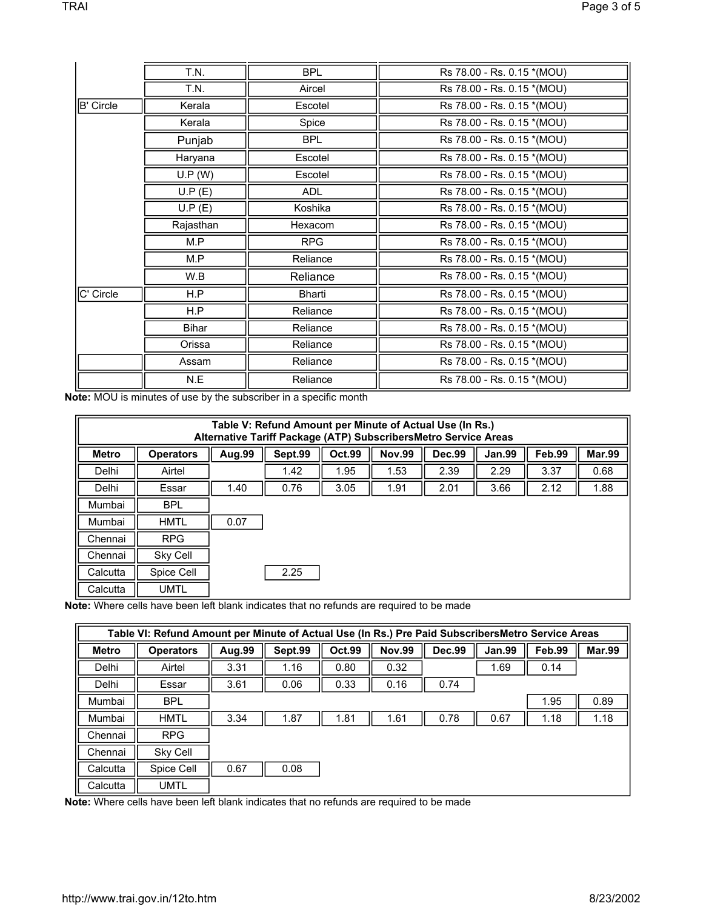| | | | |
|---|---|---|---|
| | T.N. | BPL | Rs 78.00 - Rs. 0.15 *(MOU) |
| | T.N. | Aircel | Rs 78.00 - Rs. 0.15 *(MOU) |
| B' Circle | Kerala | Escotel | Rs 78.00 - Rs. 0.15 *(MOU) |
| | Kerala | Spice | Rs 78.00 - Rs. 0.15 *(MOU) |
| | Punjab | BPL | Rs 78.00 - Rs. 0.15 *(MOU) |
| | Haryana | Escotel | Rs 78.00 - Rs. 0.15 *(MOU) |
| | U.P (W) | Escotel | Rs 78.00 - Rs. 0.15 *(MOU) |
| | U.P (E) | ADL | Rs 78.00 - Rs. 0.15 *(MOU) |
| | U.P (E) | Koshika | Rs 78.00 - Rs. 0.15 *(MOU) |
| | Rajasthan | Hexacom | Rs 78.00 - Rs. 0.15 *(MOU) |
| | M.P | RPG | Rs 78.00 - Rs. 0.15 *(MOU) |
| | M.P | Reliance | Rs 78.00 - Rs. 0.15 *(MOU) |
| | W.B | Reliance | Rs 78.00 - Rs. 0.15 *(MOU) |
| C' Circle | H.P | Bharti | Rs 78.00 - Rs. 0.15 *(MOU) |
| | H.P | Reliance | Rs 78.00 - Rs. 0.15 *(MOU) |
| | Bihar | Reliance | Rs 78.00 - Rs. 0.15 *(MOU) |
| | Orissa | Reliance | Rs 78.00 - Rs. 0.15 *(MOU) |
| | Assam | Reliance | Rs 78.00 - Rs. 0.15 *(MOU) |
| | N.E | Reliance | Rs 78.00 - Rs. 0.15 *(MOU) |

**Note:** MOU is minutes of use by the subscriber in a specific month

**Table V: Refund Amount per Minute of Actual Use (In Rs.) Alternative Tariff Package (ATP) SubscribersMetro Service Areas**

| Metro | Operators | Aug.99 | Sept.99 | Oct.99 | Nov.99 | Dec.99 | Jan.99 | Feb.99 | Mar.99 |
|---|---|---|---|---|---|---|---|---|---|
| Delhi | Airtel | | 1.42 | 1.95 | 1.53 | 2.39 | 2.29 | 3.37 | 0.68 |
| Delhi | Essar | 1.40 | 0.76 | 3.05 | 1.91 | 2.01 | 3.66 | 2.12 | 1.88 |
| Mumbai | BPL | | | | | | | | |
| Mumbai | HMTL | 0.07 | | | | | | | |
| Chennai | RPG | | | | | | | | |
| Chennai | Sky Cell | | | | | | | | |
| Calcutta | Spice Cell | | 2.25 | | | | | | |
| Calcutta | UMTL | | | | | | | | |

**Note:** Where cells have been left blank indicates that no refunds are required to be made

**Table VI: Refund Amount per Minute of Actual Use (In Rs.) Pre Paid SubscribersMetro Service Areas**

| Metro | Operators | Aug.99 | Sept.99 | Oct.99 | Nov.99 | Dec.99 | Jan.99 | Feb.99 | Mar.99 |
|---|---|---|---|---|---|---|---|---|---|
| Delhi | Airtel | 3.31 | 1.16 | 0.80 | 0.32 | | 1.69 | 0.14 | |
| Delhi | Essar | 3.61 | 0.06 | 0.33 | 0.16 | 0.74 | | | |
| Mumbai | BPL | | | | | | | 1.95 | 0.89 |
| Mumbai | HMTL | 3.34 | 1.87 | 1.81 | 1.61 | 0.78 | 0.67 | 1.18 | 1.18 |
| Chennai | RPG | | | | | | | | |
| Chennai | Sky Cell | | | | | | | | |
| Calcutta | Spice Cell | 0.67 | 0.08 | | | | | | |
| Calcutta | UMTL | | | | | | | | |

**Note:** Where cells have been left blank indicates that no refunds are required to be made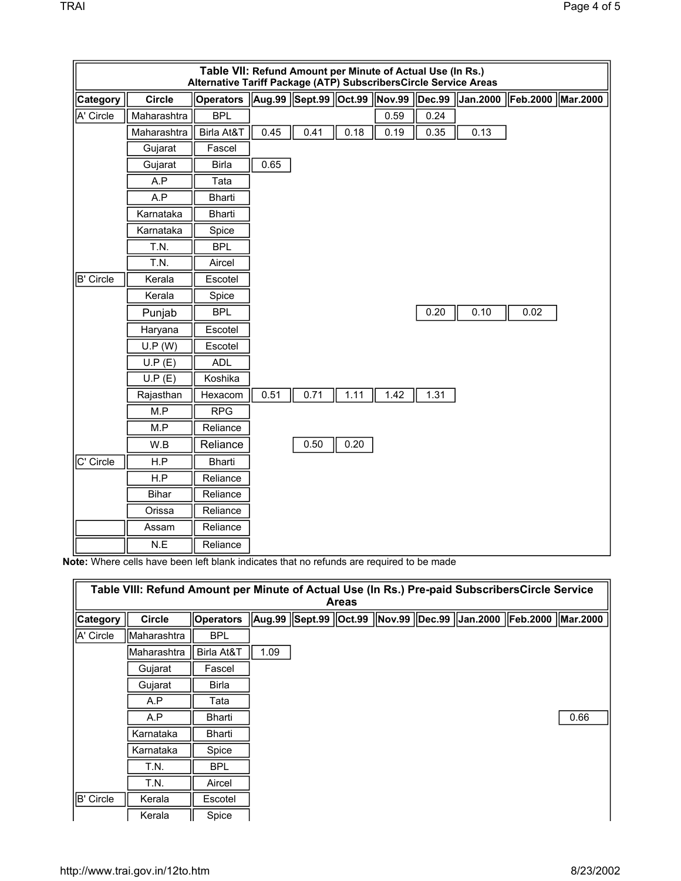| **Table VII: Refund Amount per Minute of Actual Use (In Rs.) Alternative Tariff Package (ATP) SubscribersCircle Service Areas** | | | | | | | | | | |
|---|---|---|---|---|---|---|---|---|---|---|
| **Category** | **Circle** | **Operators** | **Aug.99** | **Sept.99** | **Oct.99** | **Nov.99** | **Dec.99** | **Jan.2000** | **Feb.2000** | **Mar.2000** |
| A' Circle | Maharashtra | BPL | | | | 0.59 | 0.24 | | | |
| | Maharashtra | Birla At&T | 0.45 | 0.41 | 0.18 | 0.19 | 0.35 | 0.13 | | |
| | Gujarat | Fascel | | | | | | | | |
| | Gujarat | Birla | 0.65 | | | | | | | |
| | A.P | Tata | | | | | | | | |
| | A.P | Bharti | | | | | | | | |
| | Karnataka | Bharti | | | | | | | | |
| | Karnataka | Spice | | | | | | | | |
| | T.N. | BPL | | | | | | | | |
| | T.N. | Aircel | | | | | | | | |
| B' Circle | Kerala | Escotel | | | | | | | | |
| | Kerala | Spice | | | | | | | | |
| | Punjab | BPL | | | | | 0.20 | 0.10 | 0.02 | |
| | Haryana | Escotel | | | | | | | | |
| | U.P (W) | Escotel | | | | | | | | |
| | U.P (E) | ADL | | | | | | | | |
| | U.P (E) | Koshika | | | | | | | | |
| | Rajasthan | Hexacom | 0.51 | 0.71 | 1.11 | 1.42 | 1.31 | | | |
| | M.P | RPG | | | | | | | | |
| | M.P | Reliance | | | | | | | | |
| | W.B | Reliance | | 0.50 | 0.20 | | | | | |
| C' Circle | H.P | Bharti | | | | | | | | |
| | H.P | Reliance | | | | | | | | |
| | Bihar | Reliance | | | | | | | | |
| | Orissa | Reliance | | | | | | | | |
| | Assam | Reliance | | | | | | | | |
| | N.E | Reliance | | | | | | | | |

**Note:** Where cells have been left blank indicates that no refunds are required to be made

| **Table VIII: Refund Amount per Minute of Actual Use (In Rs.) Pre-paid SubscribersCircle Service Areas** | | | | | | | | | | |
|---|---|---|---|---|---|---|---|---|---|---|
| **Category** | **Circle** | **Operators** | **Aug.99** | **Sept.99** | **Oct.99** | **Nov.99** | **Dec.99** | **Jan.2000** | **Feb.2000** | **Mar.2000** |
| A' Circle | Maharashtra | BPL | | | | | | | | |
| | Maharashtra | Birla At&T | 1.09 | | | | | | | |
| | Gujarat | Fascel | | | | | | | | |
| | Gujarat | Birla | | | | | | | | |
| | A.P | Tata | | | | | | | | |
| | A.P | Bharti | | | | | | | | 0.66 |
| | Karnataka | Bharti | | | | | | | | |
| | Karnataka | Spice | | | | | | | | |
| | T.N. | BPL | | | | | | | | |
| | T.N. | Aircel | | | | | | | | |
| B' Circle | Kerala | Escotel | | | | | | | | |
| | Kerala | Spice | | | | | | | | |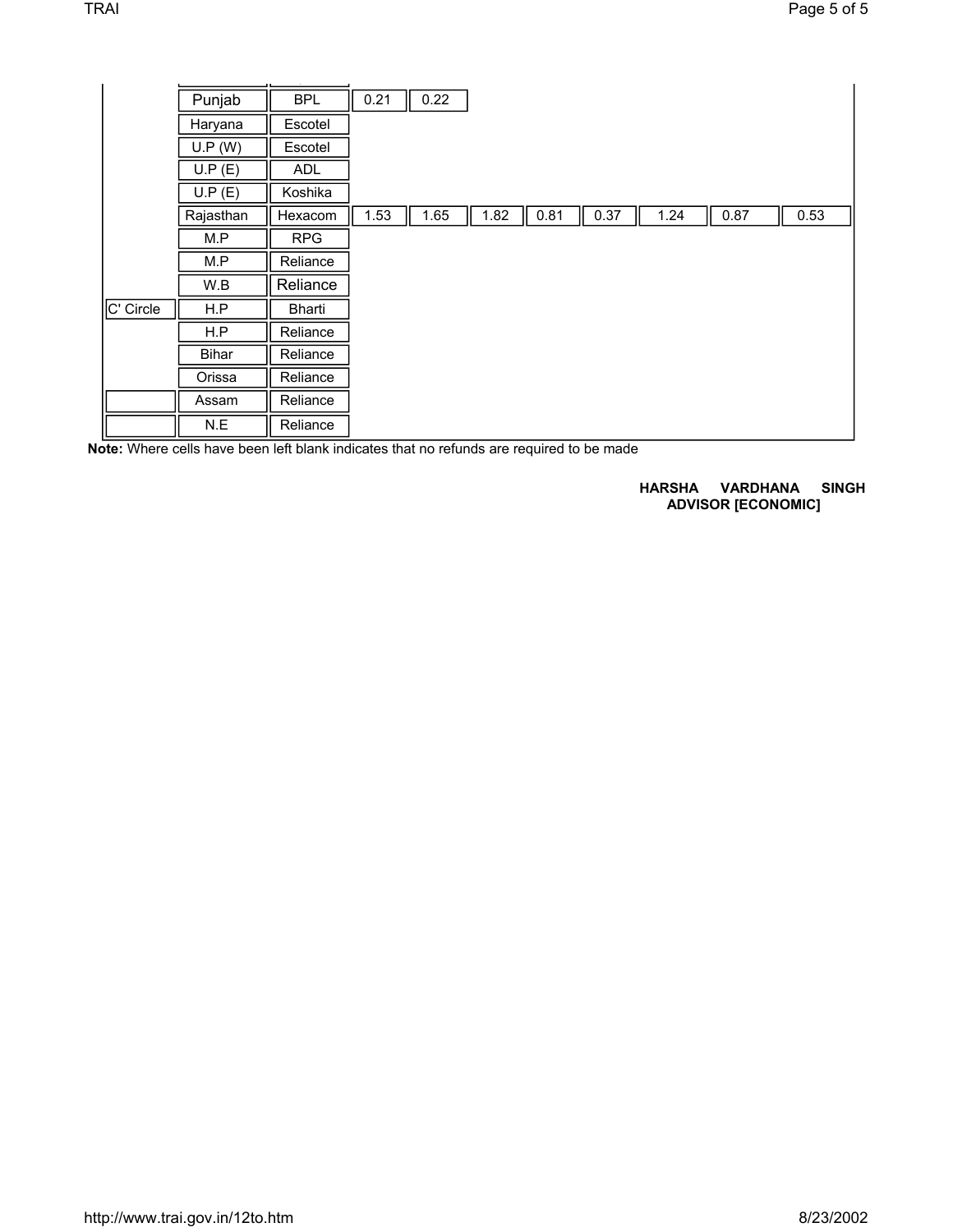| | | | | | | | | | | |
|---|---|---|---|---|---|---|---|---|---|---|
| | Punjab | BPL | 0.21 | 0.22 | | | | | | |
| | Haryana | Escotel | | | | | | | | |
| | U.P (W) | Escotel | | | | | | | | |
| | U.P (E) | ADL | | | | | | | | |
| | U.P (E) | Koshika | | | | | | | | |
| | Rajasthan | Hexacom | 1.53 | 1.65 | 1.82 | 0.81 | 0.37 | 1.24 | 0.87 | 0.53 |
| | M.P | RPG | | | | | | | | |
| | M.P | Reliance | | | | | | | | |
| | W.B | Reliance | | | | | | | | |
| C' Circle | H.P | Bharti | | | | | | | | |
| | H.P | Reliance | | | | | | | | |
| | Bihar | Reliance | | | | | | | | |
| | Orissa | Reliance | | | | | | | | |
| | Assam | Reliance | | | | | | | | |
| | N.E | Reliance | | | | | | | | |

**Note:** Where cells have been left blank indicates that no refunds are required to be made

**HARSHA VARDHANA SINGH**
**ADVISOR [ECONOMIC]**